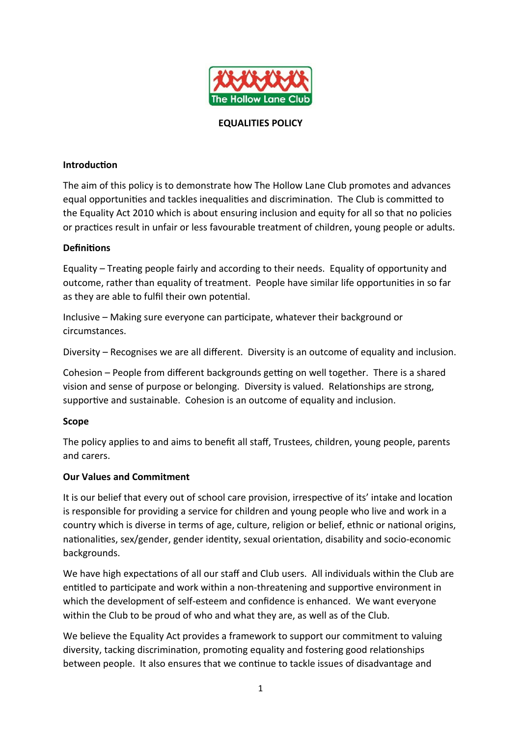# EQUALITIES POLICY

## Introduction

The aim of this policy is to demonstrate how The Hollow Lane Club promotes and advances equal opportunities and tackles inequalities and discrimination. The Club is committed to the Equality Act 2010 which is about ensuring inclusion and equity for all so that no policies or practices result in unfair or less favourable treatment of children, young people or adults.

## Definitions

Equality – Treating people fairly and according to their needs. Equality of opportunity and outcome, rather than equality of treatment. People have similar life opportunities in so far as they are able to fulfil their own potential.

Inclusive – Making sure everyone can participate, whatever their background or circumstances.

Diversity – Recognises we are all different. Diversity is an outcome of equality and inclusion.

Cohesion – People from different backgrounds getting on well together. There is a shared vision and sense of purpose or belonging. Diversity is valued. Relationships are strong, supportive and sustainable. Cohesion is an outcome of equality and inclusion.

## Scope

The policy applies to and aims to benefit all staff, Trustees, children, young people, parents and carers.

## Our Values and Commitment

It is our belief that every out of school care provision, irrespective of its' intake and location is responsible for providing a service for children and young people who live and work in a country which is diverse in terms of age, culture, religion or belief, ethnic or national origins, nationalities, sex/gender, gender identity, sexual orientation, disability and socio-economic backgrounds.

We have high expectations of all our staff and Club users. All individuals within the Club are entitled to participate and work within a non-threatening and supportive environment in which the development of self-esteem and confidence is enhanced. We want everyone within the Club to be proud of who and what they are, as well as of the Club.

We believe the Equality Act provides a framework to support our commitment to valuing diversity, tacking discrimination, promoting equality and fostering good relationships between people. It also ensures that we continue to tackle issues of disadvantage and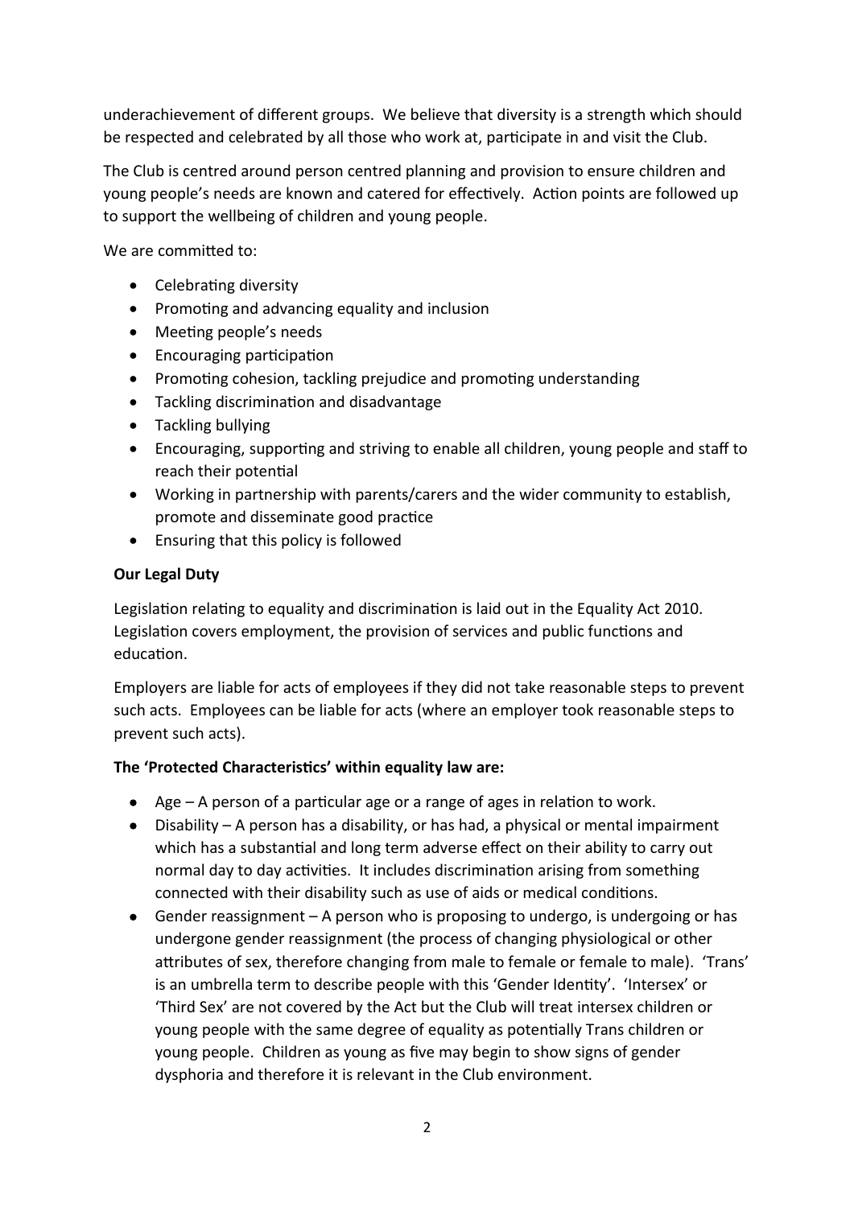underachievement of different groups. We believe that diversity is a strength which should be respected and celebrated by all those who work at, participate in and visit the Club.

The Club is centred around person centred planning and provision to ensure children and young people's needs are known and catered for effectively. Action points are followed up to support the wellbeing of children and young people.

We are committed to:

- Celebrating diversity
- Promoting and advancing equality and inclusion
- Meeting people's needs
- Encouraging participation
- Promoting cohesion, tackling prejudice and promoting understanding
- Tackling discrimination and disadvantage
- Tackling bullying
- Encouraging, supporting and striving to enable all children, young people and staff to reach their potential
- Working in partnership with parents/carers and the wider community to establish, promote and disseminate good practice
- Ensuring that this policy is followed

**Our Legal Duty**

Legislation relating to equality and discrimination is laid out in the Equality Act 2010. Legislation covers employment, the provision of services and public functions and education.

Employers are liable for acts of employees if they did not take reasonable steps to prevent such acts. Employees can be liable for acts (where an employer took reasonable steps to prevent such acts).

**The 'Protected Characteristics' within equality law are:**

- Age – A person of a particular age or a range of ages in relation to work.
- Disability – A person has a disability, or has had, a physical or mental impairment which has a substantial and long term adverse effect on their ability to carry out normal day to day activities. It includes discrimination arising from something connected with their disability such as use of aids or medical conditions.
- Gender reassignment – A person who is proposing to undergo, is undergoing or has undergone gender reassignment (the process of changing physiological or other attributes of sex, therefore changing from male to female or female to male). 'Trans' is an umbrella term to describe people with this 'Gender Identity'. 'Intersex' or 'Third Sex' are not covered by the Act but the Club will treat intersex children or young people with the same degree of equality as potentially Trans children or young people. Children as young as five may begin to show signs of gender dysphoria and therefore it is relevant in the Club environment.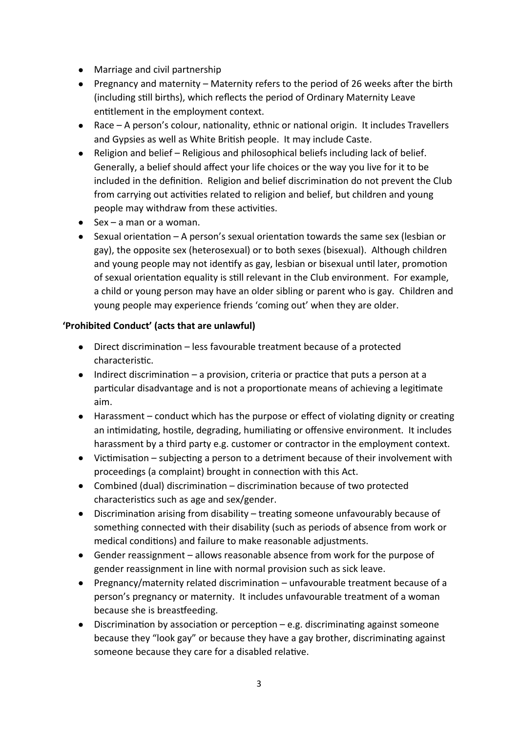- Marriage and civil partnership
- Pregnancy and maternity – Maternity refers to the period of 26 weeks after the birth (including still births), which reflects the period of Ordinary Maternity Leave entitlement in the employment context.
- Race – A person's colour, nationality, ethnic or national origin. It includes Travellers and Gypsies as well as White British people. It may include Caste.
- Religion and belief – Religious and philosophical beliefs including lack of belief. Generally, a belief should affect your life choices or the way you live for it to be included in the definition. Religion and belief discrimination do not prevent the Club from carrying out activities related to religion and belief, but children and young people may withdraw from these activities.
- Sex – a man or a woman.
- Sexual orientation – A person's sexual orientation towards the same sex (lesbian or gay), the opposite sex (heterosexual) or to both sexes (bisexual). Although children and young people may not identify as gay, lesbian or bisexual until later, promotion of sexual orientation equality is still relevant in the Club environment. For example, a child or young person may have an older sibling or parent who is gay. Children and young people may experience friends 'coming out' when they are older.

**'Prohibited Conduct' (acts that are unlawful)**

- Direct discrimination – less favourable treatment because of a protected characteristic.
- Indirect discrimination – a provision, criteria or practice that puts a person at a particular disadvantage and is not a proportionate means of achieving a legitimate aim.
- Harassment – conduct which has the purpose or effect of violating dignity or creating an intimidating, hostile, degrading, humiliating or offensive environment. It includes harassment by a third party e.g. customer or contractor in the employment context.
- Victimisation – subjecting a person to a detriment because of their involvement with proceedings (a complaint) brought in connection with this Act.
- Combined (dual) discrimination – discrimination because of two protected characteristics such as age and sex/gender.
- Discrimination arising from disability – treating someone unfavourably because of something connected with their disability (such as periods of absence from work or medical conditions) and failure to make reasonable adjustments.
- Gender reassignment – allows reasonable absence from work for the purpose of gender reassignment in line with normal provision such as sick leave.
- Pregnancy/maternity related discrimination – unfavourable treatment because of a person's pregnancy or maternity. It includes unfavourable treatment of a woman because she is breastfeeding.
- Discrimination by association or perception – e.g. discriminating against someone because they "look gay" or because they have a gay brother, discriminating against someone because they care for a disabled relative.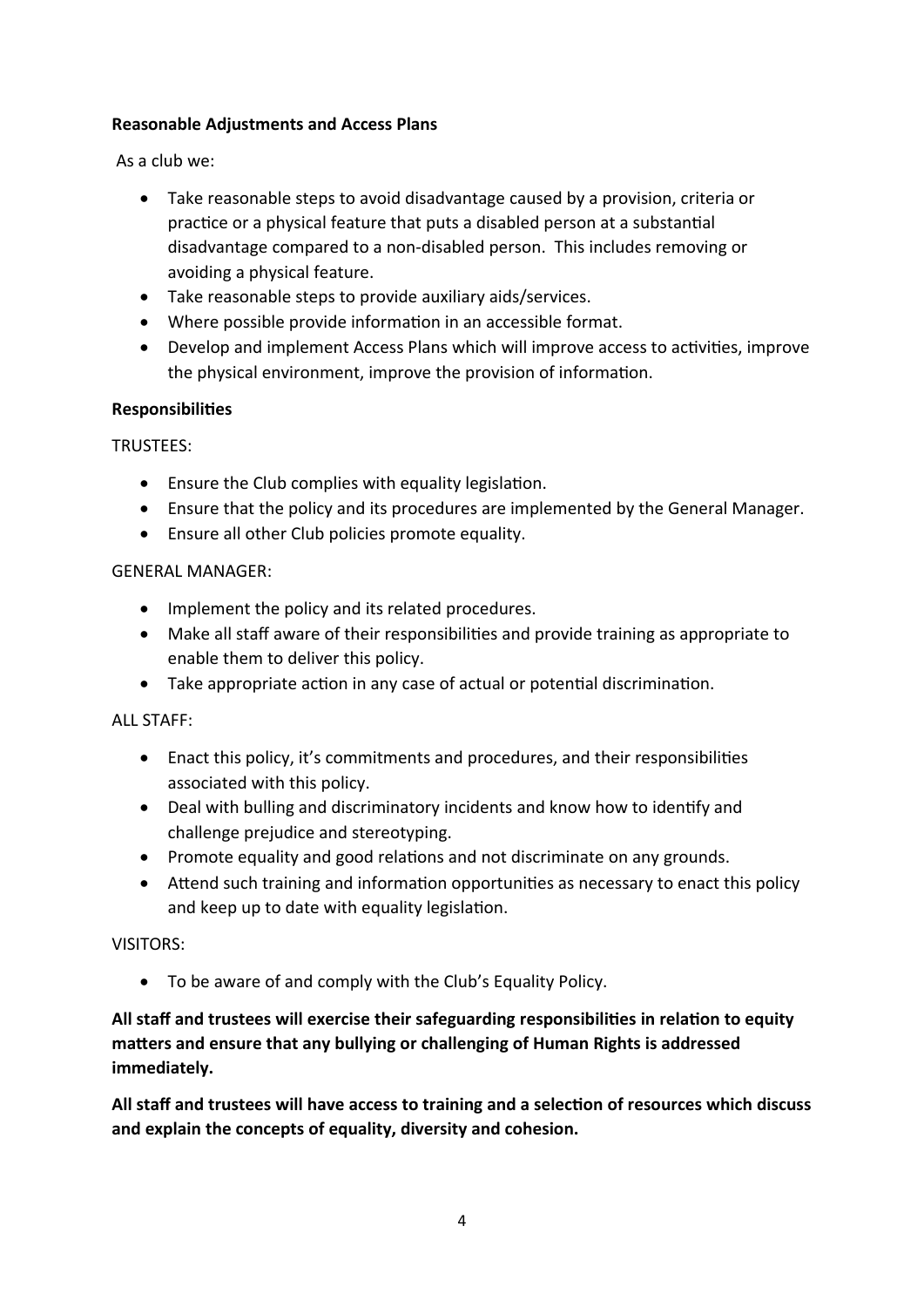**Reasonable Adjustments and Access Plans**

As a club we:

- Take reasonable steps to avoid disadvantage caused by a provision, criteria or practice or a physical feature that puts a disabled person at a substantial disadvantage compared to a non-disabled person. This includes removing or avoiding a physical feature.
- Take reasonable steps to provide auxiliary aids/services.
- Where possible provide information in an accessible format.
- Develop and implement Access Plans which will improve access to activities, improve the physical environment, improve the provision of information.

**Responsibilities**

TRUSTEES:

- Ensure the Club complies with equality legislation.
- Ensure that the policy and its procedures are implemented by the General Manager.
- Ensure all other Club policies promote equality.

GENERAL MANAGER:

- Implement the policy and its related procedures.
- Make all staff aware of their responsibilities and provide training as appropriate to enable them to deliver this policy.
- Take appropriate action in any case of actual or potential discrimination.

ALL STAFF:

- Enact this policy, it's commitments and procedures, and their responsibilities associated with this policy.
- Deal with bulling and discriminatory incidents and know how to identify and challenge prejudice and stereotyping.
- Promote equality and good relations and not discriminate on any grounds.
- Attend such training and information opportunities as necessary to enact this policy and keep up to date with equality legislation.

VISITORS:

- To be aware of and comply with the Club's Equality Policy.

**All staff and trustees will exercise their safeguarding responsibilities in relation to equity matters and ensure that any bullying or challenging of Human Rights is addressed immediately.**

**All staff and trustees will have access to training and a selection of resources which discuss and explain the concepts of equality, diversity and cohesion.**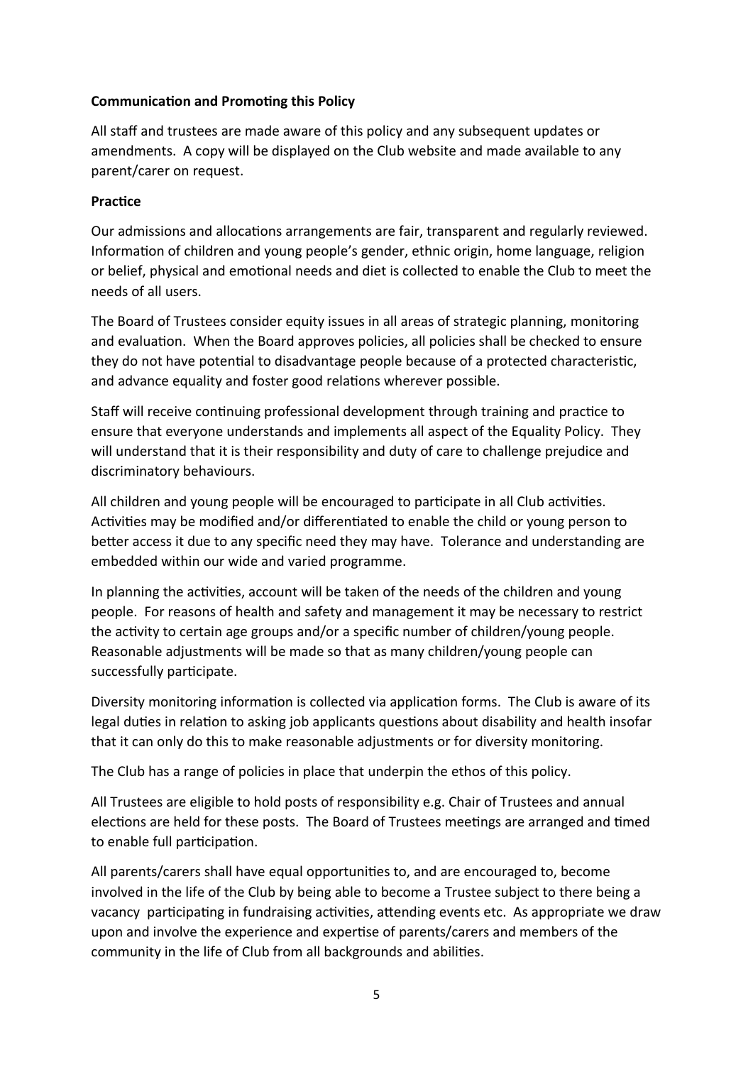**Communication and Promoting this Policy**

All staff and trustees are made aware of this policy and any subsequent updates or amendments. A copy will be displayed on the Club website and made available to any parent/carer on request.

**Practice**

Our admissions and allocations arrangements are fair, transparent and regularly reviewed. Information of children and young people's gender, ethnic origin, home language, religion or belief, physical and emotional needs and diet is collected to enable the Club to meet the needs of all users.

The Board of Trustees consider equity issues in all areas of strategic planning, monitoring and evaluation. When the Board approves policies, all policies shall be checked to ensure they do not have potential to disadvantage people because of a protected characteristic, and advance equality and foster good relations wherever possible.

Staff will receive continuing professional development through training and practice to ensure that everyone understands and implements all aspect of the Equality Policy. They will understand that it is their responsibility and duty of care to challenge prejudice and discriminatory behaviours.

All children and young people will be encouraged to participate in all Club activities. Activities may be modified and/or differentiated to enable the child or young person to better access it due to any specific need they may have. Tolerance and understanding are embedded within our wide and varied programme.

In planning the activities, account will be taken of the needs of the children and young people. For reasons of health and safety and management it may be necessary to restrict the activity to certain age groups and/or a specific number of children/young people. Reasonable adjustments will be made so that as many children/young people can successfully participate.

Diversity monitoring information is collected via application forms. The Club is aware of its legal duties in relation to asking job applicants questions about disability and health insofar that it can only do this to make reasonable adjustments or for diversity monitoring.

The Club has a range of policies in place that underpin the ethos of this policy.

All Trustees are eligible to hold posts of responsibility e.g. Chair of Trustees and annual elections are held for these posts. The Board of Trustees meetings are arranged and timed to enable full participation.

All parents/carers shall have equal opportunities to, and are encouraged to, become involved in the life of the Club by being able to become a Trustee subject to there being a vacancy participating in fundraising activities, attending events etc. As appropriate we draw upon and involve the experience and expertise of parents/carers and members of the community in the life of Club from all backgrounds and abilities.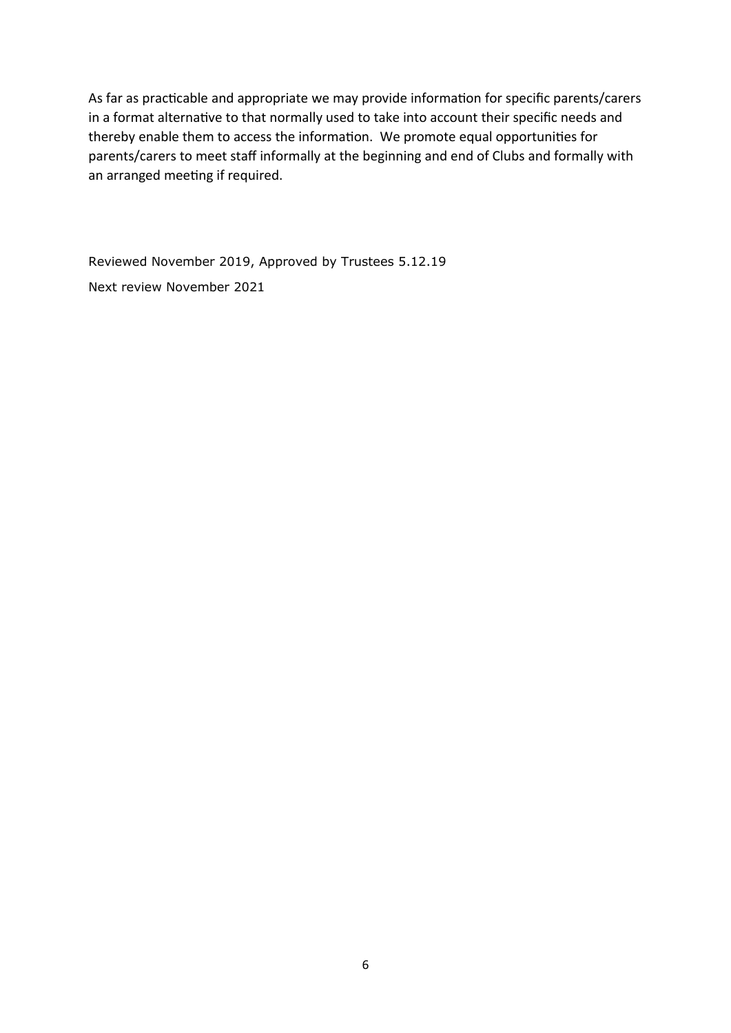As far as practicable and appropriate we may provide information for specific parents/carers in a format alternative to that normally used to take into account their specific needs and thereby enable them to access the information. We promote equal opportunities for parents/carers to meet staff informally at the beginning and end of Clubs and formally with an arranged meeting if required.

Reviewed November 2019, Approved by Trustees 5.12.19

Next review November 2021